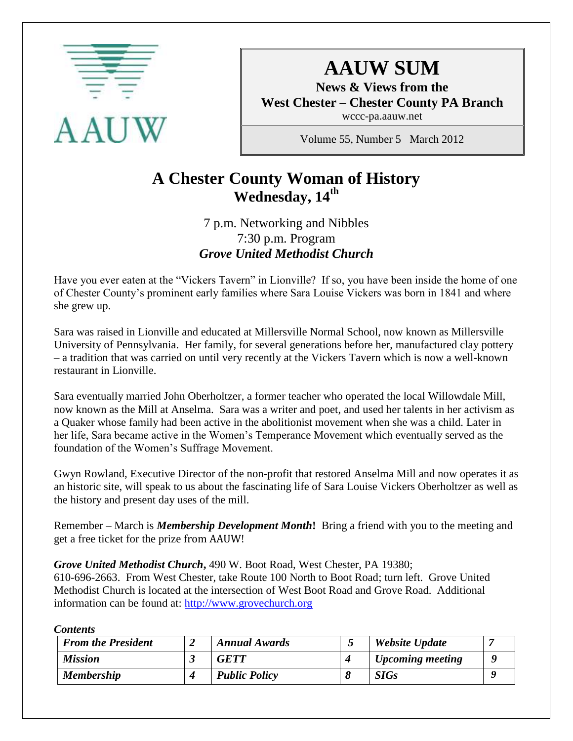AAUW

# AAUW SUM

**News & Views from the**
**West Chester – Chester County PA Branch**
wccc-pa.aauw.net

Volume 55, Number 5 March 2012

## A Chester County Woman of History
## Wednesday, 14th

7 p.m. Networking and Nibbles
7:30 p.m. Program
***Grove United Methodist Church***

Have you ever eaten at the "Vickers Tavern" in Lionville? If so, you have been inside the home of one of Chester County's prominent early families where Sara Louise Vickers was born in 1841 and where she grew up.

Sara was raised in Lionville and educated at Millersville Normal School, now known as Millersville University of Pennsylvania. Her family, for several generations before her, manufactured clay pottery – a tradition that was carried on until very recently at the Vickers Tavern which is now a well-known restaurant in Lionville.

Sara eventually married John Oberholtzer, a former teacher who operated the local Willowdale Mill, now known as the Mill at Anselma. Sara was a writer and poet, and used her talents in her activism as a Quaker whose family had been active in the abolitionist movement when she was a child. Later in her life, Sara became active in the Women's Temperance Movement which eventually served as the foundation of the Women's Suffrage Movement.

Gwyn Rowland, Executive Director of the non-profit that restored Anselma Mill and now operates it as an historic site, will speak to us about the fascinating life of Sara Louise Vickers Oberholtzer as well as the history and present day uses of the mill.

Remember – March is ***Membership Development Month*****!** Bring a friend with you to the meeting and get a free ticket for the prize from AAUW!

***Grove United Methodist Church*****,** 490 W. Boot Road, West Chester, PA 19380; 610-696-2663. From West Chester, take Route 100 North to Boot Road; turn left. Grove United Methodist Church is located at the intersection of West Boot Road and Grove Road. Additional information can be found at: http://www.grovechurch.org

***Contents***

| ***From the President*** | ***2*** | ***Annual Awards*** | ***5*** | ***Website Update*** | ***7*** |
|---|---|---|---|---|---|
| ***Mission*** | ***3*** | ***GETT*** | ***4*** | ***Upcoming meeting*** | ***9*** |
| ***Membership*** | ***4*** | ***Public Policy*** | ***8*** | ***SIGs*** | ***9*** |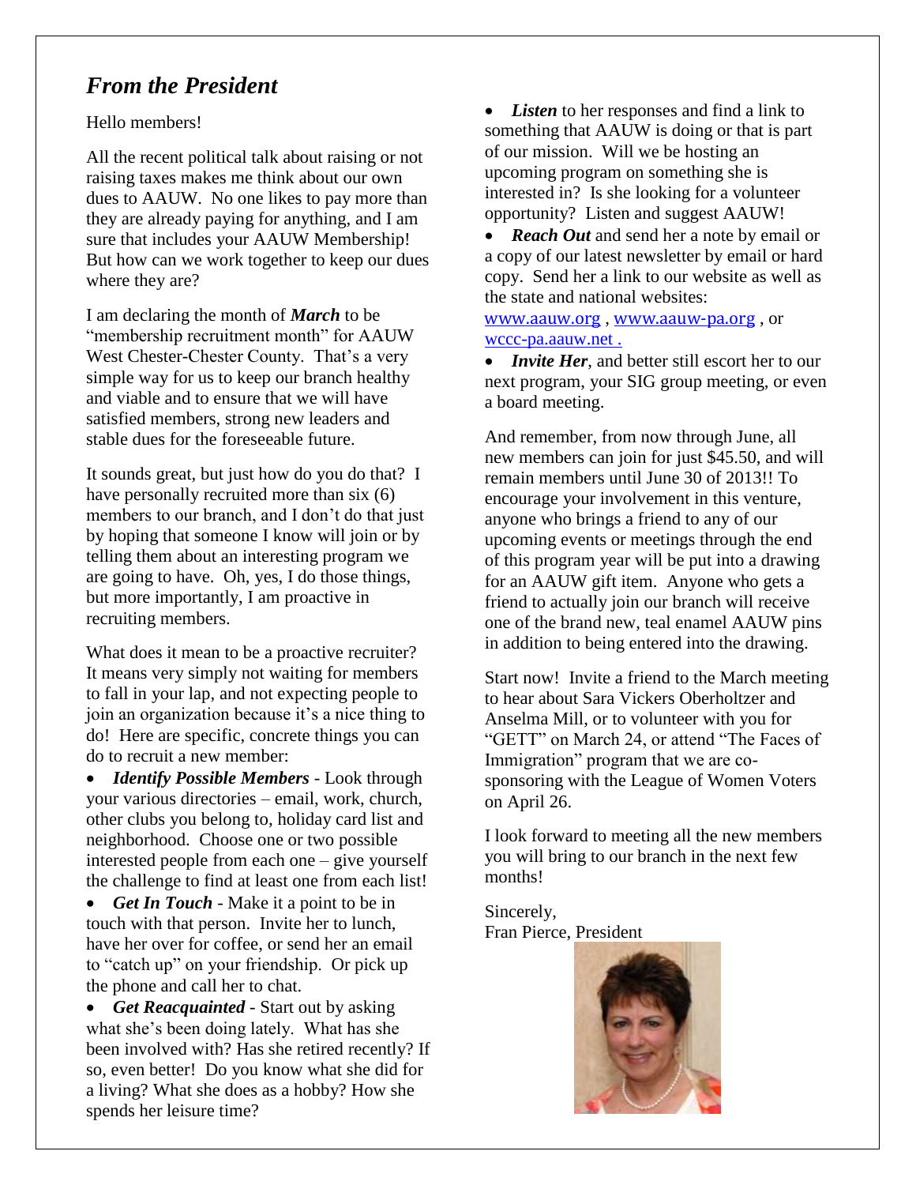## *From the President*

Hello members!

All the recent political talk about raising or not raising taxes makes me think about our own dues to AAUW. No one likes to pay more than they are already paying for anything, and I am sure that includes your AAUW Membership! But how can we work together to keep our dues where they are?

I am declaring the month of ***March*** to be "membership recruitment month" for AAUW West Chester-Chester County. That's a very simple way for us to keep our branch healthy and viable and to ensure that we will have satisfied members, strong new leaders and stable dues for the foreseeable future.

It sounds great, but just how do you do that? I have personally recruited more than six (6) members to our branch, and I don't do that just by hoping that someone I know will join or by telling them about an interesting program we are going to have. Oh, yes, I do those things, but more importantly, I am proactive in recruiting members.

What does it mean to be a proactive recruiter? It means very simply not waiting for members to fall in your lap, and not expecting people to join an organization because it's a nice thing to do! Here are specific, concrete things you can do to recruit a new member:

- ***Identify Possible Members*** - Look through your various directories – email, work, church, other clubs you belong to, holiday card list and neighborhood. Choose one or two possible interested people from each one – give yourself the challenge to find at least one from each list!
- ***Get In Touch*** - Make it a point to be in touch with that person. Invite her to lunch, have her over for coffee, or send her an email to "catch up" on your friendship. Or pick up the phone and call her to chat.
- ***Get Reacquainted*** - Start out by asking what she's been doing lately. What has she been involved with? Has she retired recently? If so, even better! Do you know what she did for a living? What she does as a hobby? How she spends her leisure time?
- ***Listen*** to her responses and find a link to something that AAUW is doing or that is part of our mission. Will we be hosting an upcoming program on something she is interested in? Is she looking for a volunteer opportunity? Listen and suggest AAUW!
- ***Reach Out*** and send her a note by email or a copy of our latest newsletter by email or hard copy. Send her a link to our website as well as the state and national websites: www.aauw.org , www.aauw-pa.org , or wccc-pa.aauw.net .
- ***Invite Her***, and better still escort her to our next program, your SIG group meeting, or even a board meeting.

And remember, from now through June, all new members can join for just $45.50, and will remain members until June 30 of 2013!! To encourage your involvement in this venture, anyone who brings a friend to any of our upcoming events or meetings through the end of this program year will be put into a drawing for an AAUW gift item. Anyone who gets a friend to actually join our branch will receive one of the brand new, teal enamel AAUW pins in addition to being entered into the drawing.

Start now! Invite a friend to the March meeting to hear about Sara Vickers Oberholtzer and Anselma Mill, or to volunteer with you for "GETT" on March 24, or attend "The Faces of Immigration" program that we are co-sponsoring with the League of Women Voters on April 26.

I look forward to meeting all the new members you will bring to our branch in the next few months!

Sincerely,
Fran Pierce, President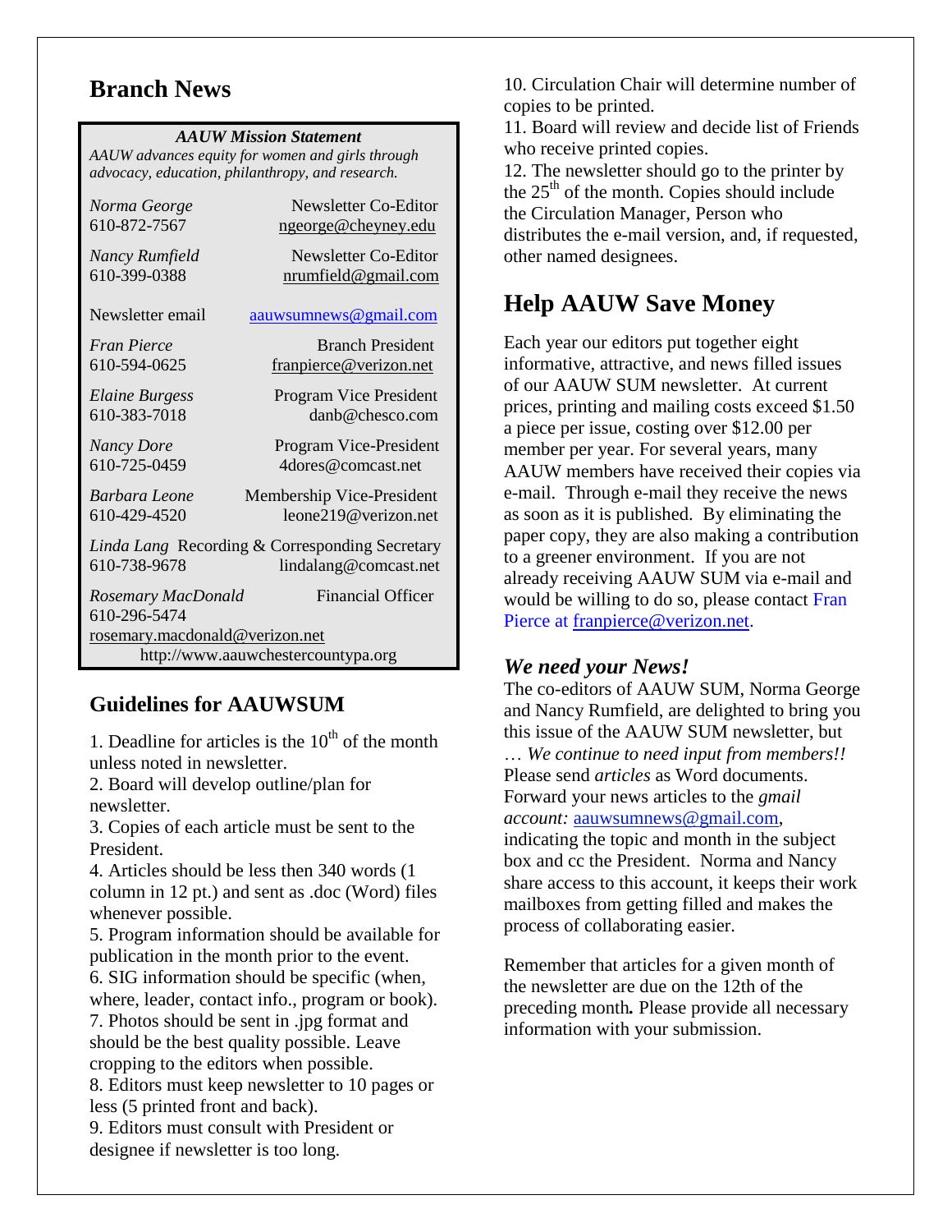## Branch News

***AAUW Mission Statement***

*AAUW advances equity for women and girls through advocacy, education, philanthropy, and research.*

| | |
|---|---|
| *Norma George* 610-872-7567 | Newsletter Co-Editor ngeorge@cheyney.edu |
| *Nancy Rumfield* 610-399-0388 | Newsletter Co-Editor nrumfield@gmail.com |
| Newsletter email | aauwsumnews@gmail.com |
| *Fran Pierce* 610-594-0625 | Branch President franpierce@verizon.net |
| *Elaine Burgess* 610-383-7018 | Program Vice President danb@chesco.com |
| *Nancy Dore* 610-725-0459 | Program Vice-President 4dores@comcast.net |
| *Barbara Leone* 610-429-4520 | Membership Vice-President leone219@verizon.net |
| *Linda Lang* 610-738-9678 | Recording & Corresponding Secretary lindalang@comcast.net |
| *Rosemary MacDonald* 610-296-5474 rosemary.macdonald@verizon.net | Financial Officer |

http://www.aauwchestercountypa.org

### Guidelines for AAUWSUM

1. Deadline for articles is the 10th of the month unless noted in newsletter.
2. Board will develop outline/plan for newsletter.
3. Copies of each article must be sent to the President.
4. Articles should be less then 340 words (1 column in 12 pt.) and sent as .doc (Word) files whenever possible.
5. Program information should be available for publication in the month prior to the event.
6. SIG information should be specific (when, where, leader, contact info., program or book).
7. Photos should be sent in .jpg format and should be the best quality possible. Leave cropping to the editors when possible.
8. Editors must keep newsletter to 10 pages or less (5 printed front and back).
9. Editors must consult with President or designee if newsletter is too long.
10. Circulation Chair will determine number of copies to be printed.
11. Board will review and decide list of Friends who receive printed copies.
12. The newsletter should go to the printer by the 25th of the month. Copies should include the Circulation Manager, Person who distributes the e-mail version, and, if requested, other named designees.

## Help AAUW Save Money

Each year our editors put together eight informative, attractive, and news filled issues of our AAUW SUM newsletter. At current prices, printing and mailing costs exceed $1.50 a piece per issue, costing over $12.00 per member per year. For several years, many AAUW members have received their copies via e-mail. Through e-mail they receive the news as soon as it is published. By eliminating the paper copy, they are also making a contribution to a greener environment. If you are not already receiving AAUW SUM via e-mail and would be willing to do so, please contact Fran Pierce at franpierce@verizon.net.

### *We need your News!*

The co-editors of AAUW SUM, Norma George and Nancy Rumfield, are delighted to bring you this issue of the AAUW SUM newsletter, but … *We continue to need input from members!!* Please send *articles* as Word documents. Forward your news articles to the *gmail account:* aauwsumnews@gmail.com, indicating the topic and month in the subject box and cc the President. Norma and Nancy share access to this account, it keeps their work mailboxes from getting filled and makes the process of collaborating easier.

Remember that articles for a given month of the newsletter are due on the 12th of the preceding month**.** Please provide all necessary information with your submission.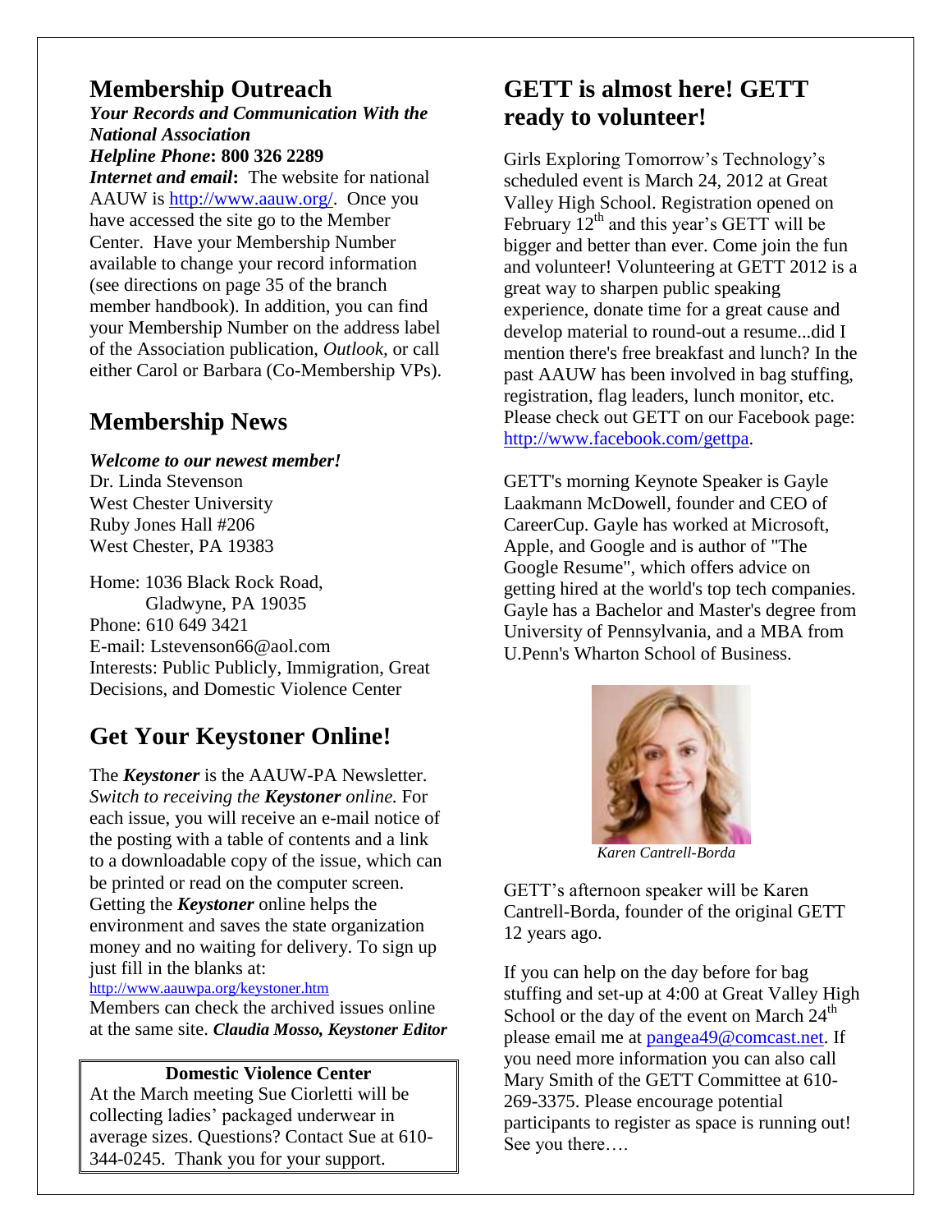## Membership Outreach

***Your Records and Communication With the National Association***

***Helpline Phone*: 800 326 2289**

***Internet and email*:** The website for national AAUW is http://www.aauw.org/. Once you have accessed the site go to the Member Center. Have your Membership Number available to change your record information (see directions on page 35 of the branch member handbook). In addition, you can find your Membership Number on the address label of the Association publication, *Outlook,* or call either Carol or Barbara (Co-Membership VPs).

## Membership News

***Welcome to our newest member!***

Dr. Linda Stevenson
West Chester University
Ruby Jones Hall #206
West Chester, PA 19383

Home: 1036 Black Rock Road,
Gladwyne, PA 19035
Phone: 610 649 3421
E-mail: Lstevenson66@aol.com
Interests: Public Publicly, Immigration, Great Decisions, and Domestic Violence Center

## Get Your Keystoner Online!

The ***Keystoner*** is the AAUW-PA Newsletter. *Switch to receiving the* ***Keystoner*** *online.* For each issue, you will receive an e-mail notice of the posting with a table of contents and a link to a downloadable copy of the issue, which can be printed or read on the computer screen. Getting the ***Keystoner*** online helps the environment and saves the state organization money and no waiting for delivery. To sign up just fill in the blanks at:
http://www.aauwpa.org/keystoner.htm
Members can check the archived issues online at the same site. ***Claudia Mosso, Keystoner Editor***

**Domestic Violence Center**

At the March meeting Sue Ciorletti will be collecting ladies' packaged underwear in average sizes. Questions? Contact Sue at 610-344-0245. Thank you for your support.

## GETT is almost here! GETT ready to volunteer!

Girls Exploring Tomorrow's Technology's scheduled event is March 24, 2012 at Great Valley High School. Registration opened on February 12th and this year's GETT will be bigger and better than ever. Come join the fun and volunteer! Volunteering at GETT 2012 is a great way to sharpen public speaking experience, donate time for a great cause and develop material to round-out a resume...did I mention there's free breakfast and lunch? In the past AAUW has been involved in bag stuffing, registration, flag leaders, lunch monitor, etc. Please check out GETT on our Facebook page: http://www.facebook.com/gettpa.

GETT's morning Keynote Speaker is Gayle Laakmann McDowell, founder and CEO of CareerCup. Gayle has worked at Microsoft, Apple, and Google and is author of "The Google Resume", which offers advice on getting hired at the world's top tech companies. Gayle has a Bachelor and Master's degree from University of Pennsylvania, and a MBA from U.Penn's Wharton School of Business.

*Karen Cantrell-Borda*

GETT's afternoon speaker will be Karen Cantrell-Borda, founder of the original GETT 12 years ago.

If you can help on the day before for bag stuffing and set-up at 4:00 at Great Valley High School or the day of the event on March 24th please email me at pangea49@comcast.net. If you need more information you can also call Mary Smith of the GETT Committee at 610-269-3375. Please encourage potential participants to register as space is running out! See you there….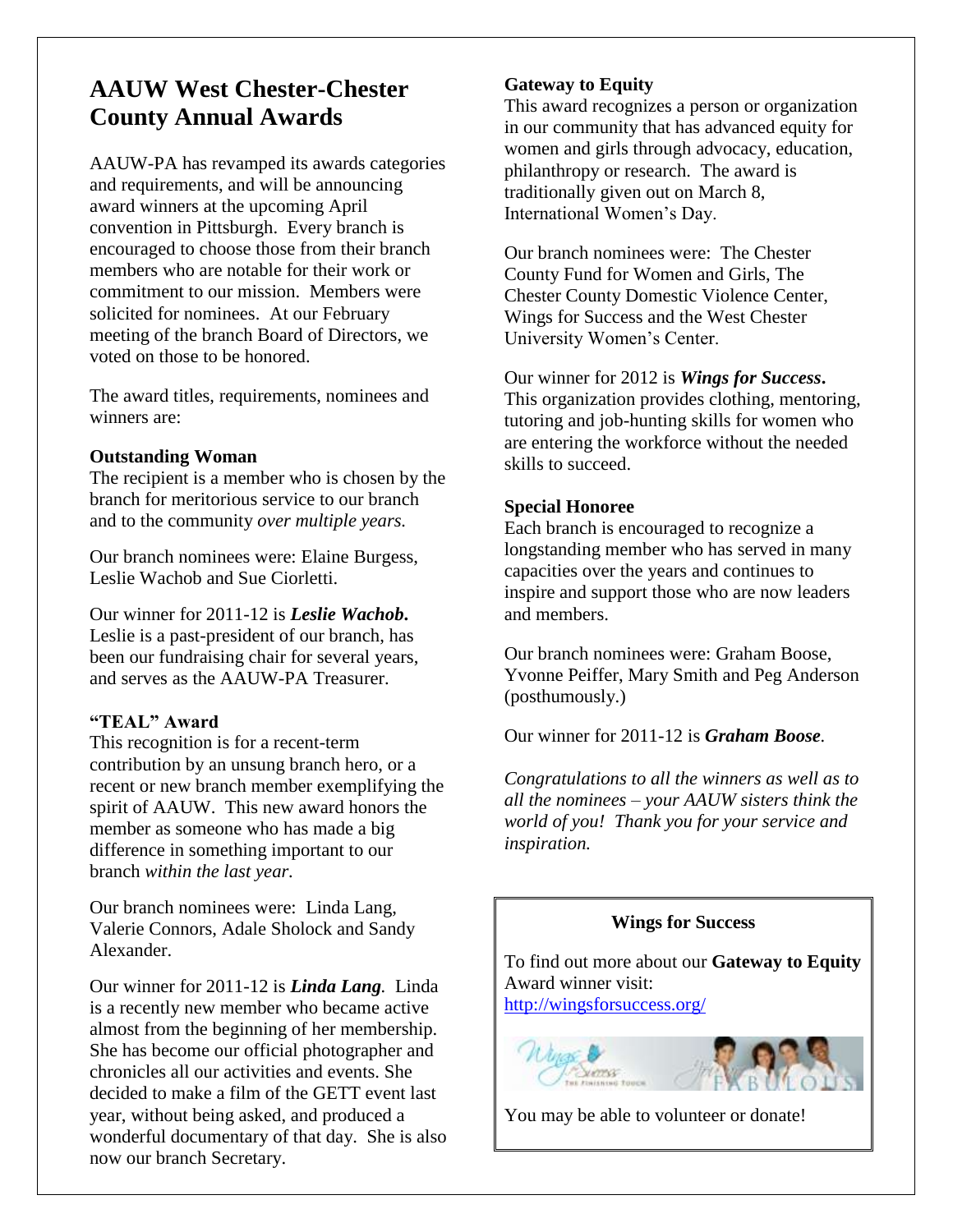# AAUW West Chester-Chester County Annual Awards

AAUW-PA has revamped its awards categories and requirements, and will be announcing award winners at the upcoming April convention in Pittsburgh. Every branch is encouraged to choose those from their branch members who are notable for their work or commitment to our mission. Members were solicited for nominees. At our February meeting of the branch Board of Directors, we voted on those to be honored.

The award titles, requirements, nominees and winners are:

**Outstanding Woman**

The recipient is a member who is chosen by the branch for meritorious service to our branch and to the community *over multiple years.*

Our branch nominees were: Elaine Burgess, Leslie Wachob and Sue Ciorletti.

Our winner for 2011-12 is ***Leslie Wachob.*** Leslie is a past-president of our branch, has been our fundraising chair for several years, and serves as the AAUW-PA Treasurer.

**"TEAL" Award**

This recognition is for a recent-term contribution by an unsung branch hero, or a recent or new branch member exemplifying the spirit of AAUW. This new award honors the member as someone who has made a big difference in something important to our branch *within the last year.*

Our branch nominees were: Linda Lang, Valerie Connors, Adale Sholock and Sandy Alexander.

Our winner for 2011-12 is ***Linda Lang.*** Linda is a recently new member who became active almost from the beginning of her membership. She has become our official photographer and chronicles all our activities and events. She decided to make a film of the GETT event last year, without being asked, and produced a wonderful documentary of that day. She is also now our branch Secretary.

**Gateway to Equity**

This award recognizes a person or organization in our community that has advanced equity for women and girls through advocacy, education, philanthropy or research. The award is traditionally given out on March 8, International Women's Day.

Our branch nominees were: The Chester County Fund for Women and Girls, The Chester County Domestic Violence Center, Wings for Success and the West Chester University Women's Center.

Our winner for 2012 is ***Wings for Success.*** This organization provides clothing, mentoring, tutoring and job-hunting skills for women who are entering the workforce without the needed skills to succeed.

**Special Honoree**

Each branch is encouraged to recognize a longstanding member who has served in many capacities over the years and continues to inspire and support those who are now leaders and members.

Our branch nominees were: Graham Boose, Yvonne Peiffer, Mary Smith and Peg Anderson (posthumously.)

Our winner for 2011-12 is ***Graham Boose.***

*Congratulations to all the winners as well as to all the nominees – your AAUW sisters think the world of you! Thank you for your service and inspiration.*

**Wings for Success**

To find out more about our **Gateway to Equity** Award winner visit: http://wingsforsuccess.org/

You may be able to volunteer or donate!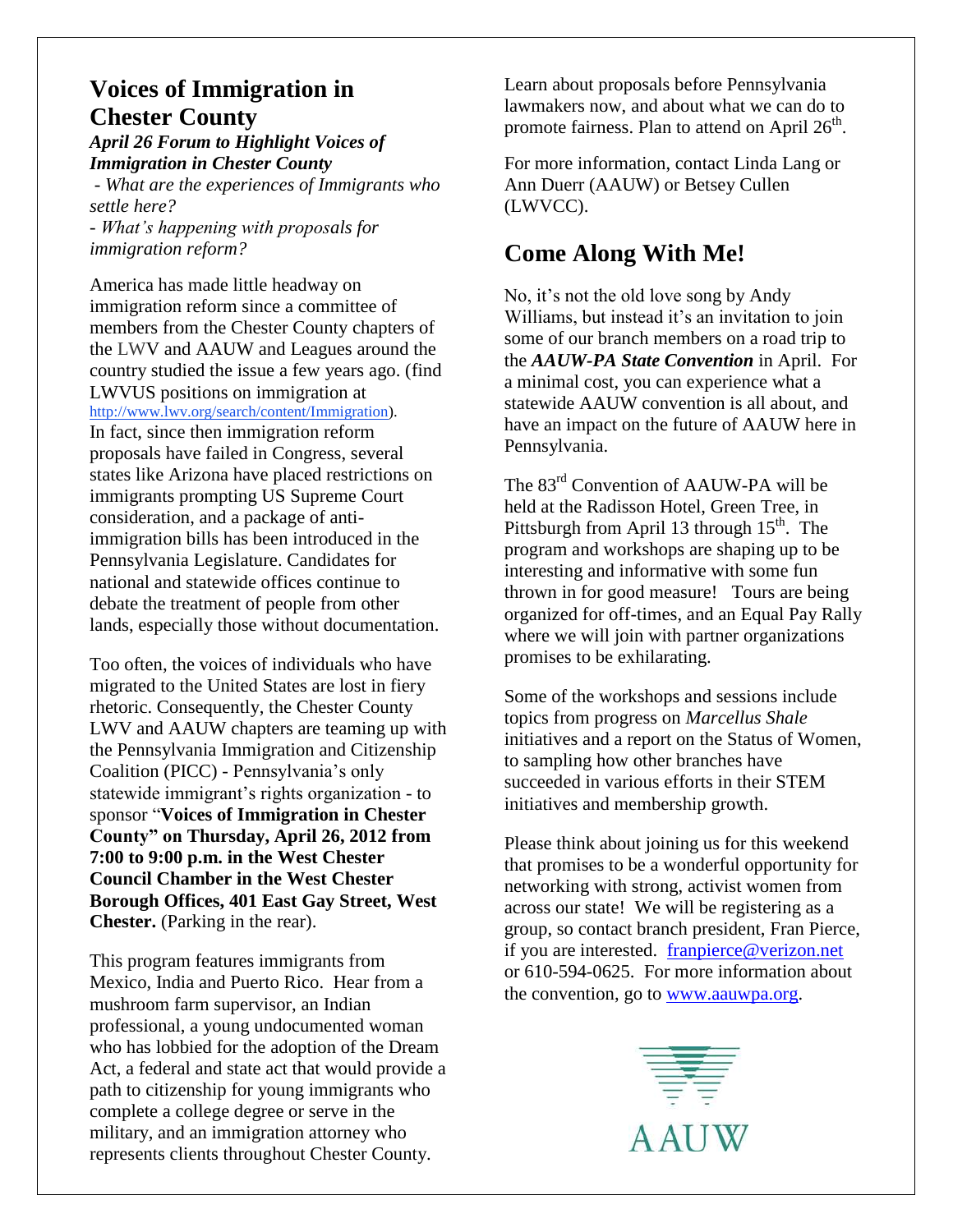## Voices of Immigration in Chester County

***April 26 Forum to Highlight Voices of Immigration in Chester County***

*- What are the experiences of Immigrants who settle here?*

*- What's happening with proposals for immigration reform?*

America has made little headway on immigration reform since a committee of members from the Chester County chapters of the LWV and AAUW and Leagues around the country studied the issue a few years ago. (find LWVUS positions on immigration at http://www.lwv.org/search/content/Immigration). In fact, since then immigration reform proposals have failed in Congress, several states like Arizona have placed restrictions on immigrants prompting US Supreme Court consideration, and a package of anti-immigration bills has been introduced in the Pennsylvania Legislature. Candidates for national and statewide offices continue to debate the treatment of people from other lands, especially those without documentation.

Too often, the voices of individuals who have migrated to the United States are lost in fiery rhetoric. Consequently, the Chester County LWV and AAUW chapters are teaming up with the Pennsylvania Immigration and Citizenship Coalition (PICC) - Pennsylvania's only statewide immigrant's rights organization - to sponsor "**Voices of Immigration in Chester County" on Thursday, April 26, 2012 from 7:00 to 9:00 p.m. in the West Chester Council Chamber in the West Chester Borough Offices, 401 East Gay Street, West Chester.** (Parking in the rear).

This program features immigrants from Mexico, India and Puerto Rico. Hear from a mushroom farm supervisor, an Indian professional, a young undocumented woman who has lobbied for the adoption of the Dream Act, a federal and state act that would provide a path to citizenship for young immigrants who complete a college degree or serve in the military, and an immigration attorney who represents clients throughout Chester County.

Learn about proposals before Pennsylvania lawmakers now, and about what we can do to promote fairness. Plan to attend on April 26th.

For more information, contact Linda Lang or Ann Duerr (AAUW) or Betsey Cullen (LWVCC).

## Come Along With Me!

No, it's not the old love song by Andy Williams, but instead it's an invitation to join some of our branch members on a road trip to the ***AAUW-PA State Convention*** in April. For a minimal cost, you can experience what a statewide AAUW convention is all about, and have an impact on the future of AAUW here in Pennsylvania.

The 83rd Convention of AAUW-PA will be held at the Radisson Hotel, Green Tree, in Pittsburgh from April 13 through 15th. The program and workshops are shaping up to be interesting and informative with some fun thrown in for good measure! Tours are being organized for off-times, and an Equal Pay Rally where we will join with partner organizations promises to be exhilarating.

Some of the workshops and sessions include topics from progress on *Marcellus Shale* initiatives and a report on the Status of Women, to sampling how other branches have succeeded in various efforts in their STEM initiatives and membership growth.

Please think about joining us for this weekend that promises to be a wonderful opportunity for networking with strong, activist women from across our state! We will be registering as a group, so contact branch president, Fran Pierce, if you are interested. franpierce@verizon.net or 610-594-0625. For more information about the convention, go to www.aauwpa.org.

AAUW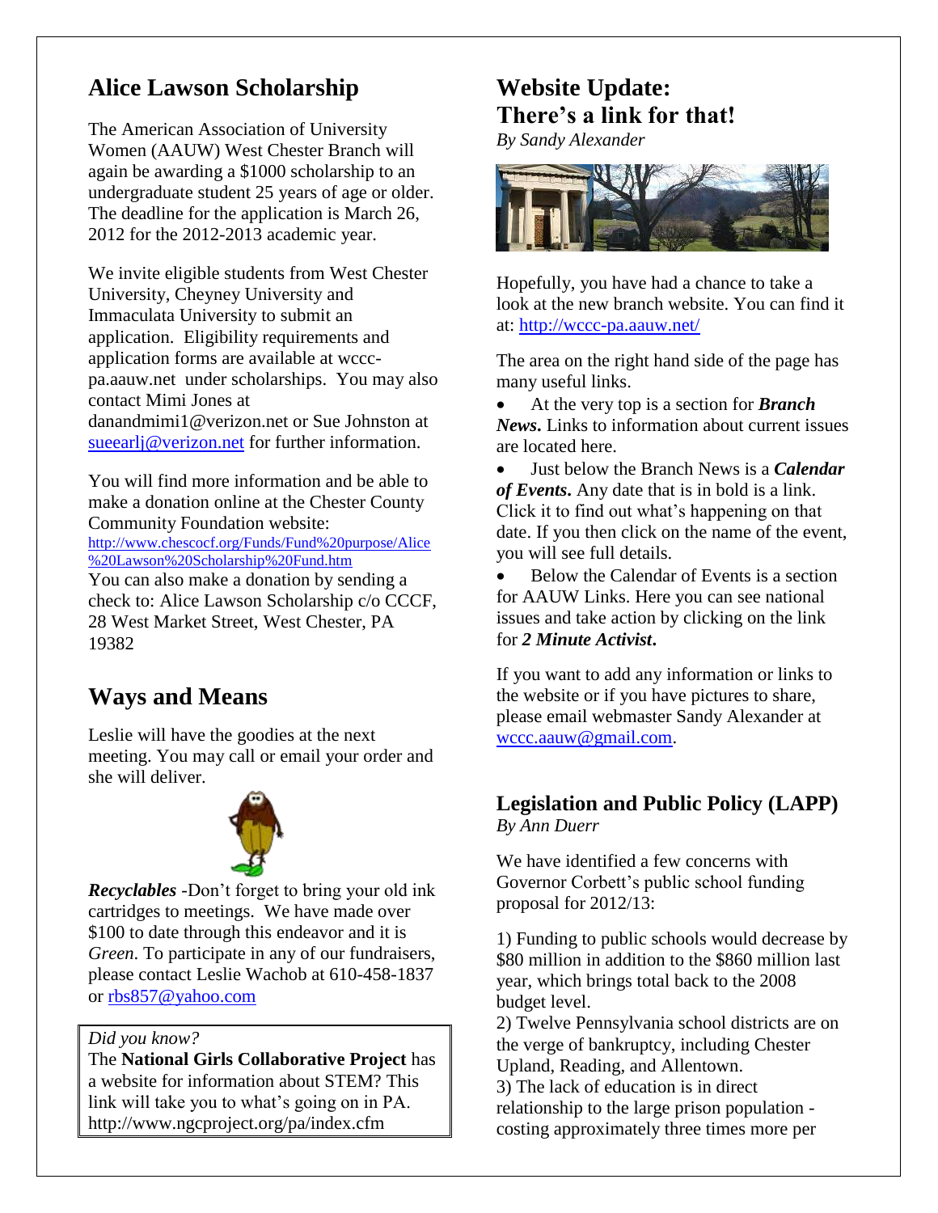## Alice Lawson Scholarship

The American Association of University Women (AAUW) West Chester Branch will again be awarding a $1000 scholarship to an undergraduate student 25 years of age or older. The deadline for the application is March 26, 2012 for the 2012-2013 academic year.

We invite eligible students from West Chester University, Cheyney University and Immaculata University to submit an application. Eligibility requirements and application forms are available at wccc-pa.aauw.net under scholarships. You may also contact Mimi Jones at danandmimi1@verizon.net or Sue Johnston at sueearlj@verizon.net for further information.

You will find more information and be able to make a donation online at the Chester County Community Foundation website: http://www.chescocf.org/Funds/Fund%20purpose/Alice%20Lawson%20Scholarship%20Fund.htm
You can also make a donation by sending a check to: Alice Lawson Scholarship c/o CCCF, 28 West Market Street, West Chester, PA 19382

## Ways and Means

Leslie will have the goodies at the next meeting. You may call or email your order and she will deliver.

***Recyclables*** -Don't forget to bring your old ink cartridges to meetings. We have made over $100 to date through this endeavor and it is *Green*. To participate in any of our fundraisers, please contact Leslie Wachob at 610-458-1837 or rbs857@yahoo.com

*Did you know?*
The **National Girls Collaborative Project** has a website for information about STEM? This link will take you to what's going on in PA. http://www.ngcproject.org/pa/index.cfm

## Website Update: There's a link for that!

*By Sandy Alexander*

Hopefully, you have had a chance to take a look at the new branch website. You can find it at: http://wccc-pa.aauw.net/

The area on the right hand side of the page has many useful links.

- At the very top is a section for ***Branch News***. Links to information about current issues are located here.
- Just below the Branch News is a ***Calendar of Events***. Any date that is in bold is a link. Click it to find out what's happening on that date. If you then click on the name of the event, you will see full details.
- Below the Calendar of Events is a section for AAUW Links. Here you can see national issues and take action by clicking on the link for ***2 Minute Activist***.

If you want to add any information or links to the website or if you have pictures to share, please email webmaster Sandy Alexander at wccc.aauw@gmail.com.

### Legislation and Public Policy (LAPP)

*By Ann Duerr*

We have identified a few concerns with Governor Corbett's public school funding proposal for 2012/13:

1) Funding to public schools would decrease by $80 million in addition to the $860 million last year, which brings total back to the 2008 budget level.
2) Twelve Pennsylvania school districts are on the verge of bankruptcy, including Chester Upland, Reading, and Allentown.
3) The lack of education is in direct relationship to the large prison population - costing approximately three times more per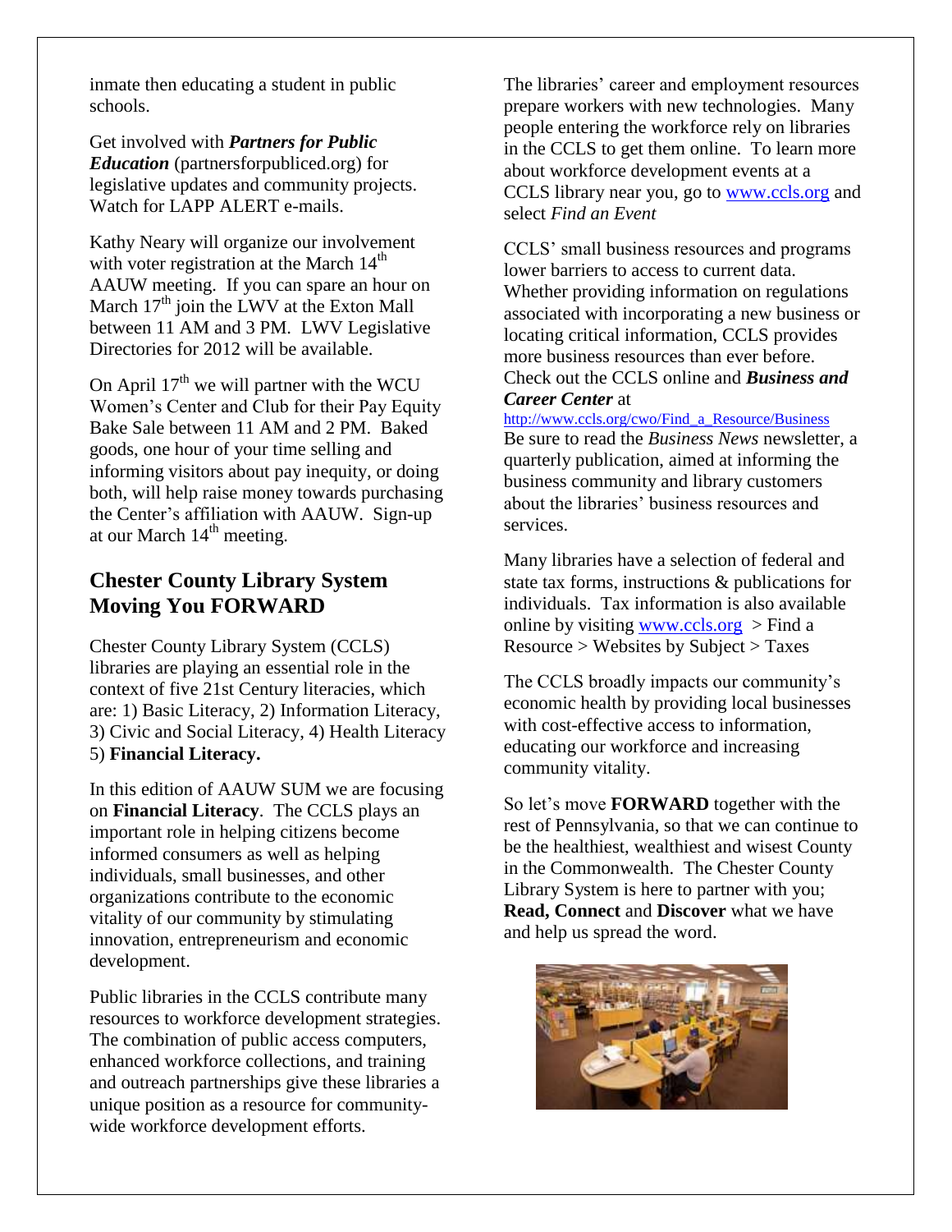inmate then educating a student in public schools.

Get involved with ***Partners for Public Education*** (partnersforpubliced.org) for legislative updates and community projects. Watch for LAPP ALERT e-mails.

Kathy Neary will organize our involvement with voter registration at the March 14th AAUW meeting. If you can spare an hour on March 17th join the LWV at the Exton Mall between 11 AM and 3 PM. LWV Legislative Directories for 2012 will be available.

On April 17th we will partner with the WCU Women's Center and Club for their Pay Equity Bake Sale between 11 AM and 2 PM. Baked goods, one hour of your time selling and informing visitors about pay inequity, or doing both, will help raise money towards purchasing the Center's affiliation with AAUW. Sign-up at our March 14th meeting.

## Chester County Library System Moving You FORWARD

Chester County Library System (CCLS) libraries are playing an essential role in the context of five 21st Century literacies, which are: 1) Basic Literacy, 2) Information Literacy, 3) Civic and Social Literacy, 4) Health Literacy 5) **Financial Literacy.**

In this edition of AAUW SUM we are focusing on **Financial Literacy**. The CCLS plays an important role in helping citizens become informed consumers as well as helping individuals, small businesses, and other organizations contribute to the economic vitality of our community by stimulating innovation, entrepreneurism and economic development.

Public libraries in the CCLS contribute many resources to workforce development strategies. The combination of public access computers, enhanced workforce collections, and training and outreach partnerships give these libraries a unique position as a resource for community-wide workforce development efforts.

The libraries' career and employment resources prepare workers with new technologies. Many people entering the workforce rely on libraries in the CCLS to get them online. To learn more about workforce development events at a CCLS library near you, go to www.ccls.org and select *Find an Event*

CCLS' small business resources and programs lower barriers to access to current data. Whether providing information on regulations associated with incorporating a new business or locating critical information, CCLS provides more business resources than ever before. Check out the CCLS online and ***Business and Career Center*** at http://www.ccls.org/cwo/Find_a_Resource/Business Be sure to read the *Business News* newsletter, a quarterly publication, aimed at informing the business community and library customers about the libraries' business resources and services.

Many libraries have a selection of federal and state tax forms, instructions & publications for individuals. Tax information is also available online by visiting www.ccls.org > Find a Resource > Websites by Subject > Taxes

The CCLS broadly impacts our community's economic health by providing local businesses with cost-effective access to information, educating our workforce and increasing community vitality.

So let's move **FORWARD** together with the rest of Pennsylvania, so that we can continue to be the healthiest, wealthiest and wisest County in the Commonwealth. The Chester County Library System is here to partner with you; **Read, Connect** and **Discover** what we have and help us spread the word.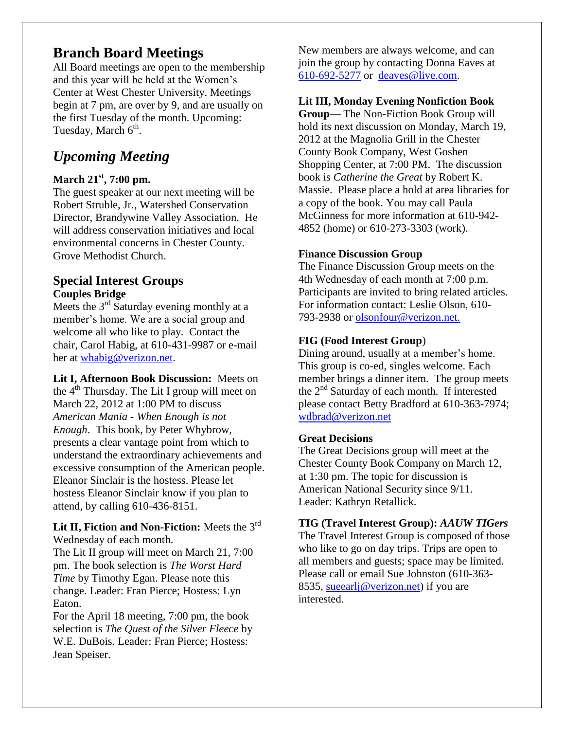## Branch Board Meetings

All Board meetings are open to the membership and this year will be held at the Women's Center at West Chester University. Meetings begin at 7 pm, are over by 9, and are usually on the first Tuesday of the month. Upcoming: Tuesday, March 6th.

## *Upcoming Meeting*

**March 21st, 7:00 pm.**

The guest speaker at our next meeting will be Robert Struble, Jr., Watershed Conservation Director, Brandywine Valley Association. He will address conservation initiatives and local environmental concerns in Chester County. Grove Methodist Church.

## Special Interest Groups

**Couples Bridge**

Meets the 3rd Saturday evening monthly at a member's home. We are a social group and welcome all who like to play. Contact the chair, Carol Habig, at 610-431-9987 or e-mail her at whabig@verizon.net.

**Lit I, Afternoon Book Discussion:** Meets on the 4th Thursday. The Lit I group will meet on March 22, 2012 at 1:00 PM to discuss *American Mania - When Enough is not Enough*. This book, by Peter Whybrow, presents a clear vantage point from which to understand the extraordinary achievements and excessive consumption of the American people. Eleanor Sinclair is the hostess. Please let hostess Eleanor Sinclair know if you plan to attend, by calling 610-436-8151.

**Lit II, Fiction and Non-Fiction:** Meets the 3rd Wednesday of each month.

The Lit II group will meet on March 21, 7:00 pm. The book selection is *The Worst Hard Time* by Timothy Egan. Please note this change. Leader: Fran Pierce; Hostess: Lyn Eaton.

For the April 18 meeting, 7:00 pm, the book selection is *The Quest of the Silver Fleece* by W.E. DuBois. Leader: Fran Pierce; Hostess: Jean Speiser.

New members are always welcome, and can join the group by contacting Donna Eaves at 610-692-5277 or deaves@live.com.

**Lit III, Monday Evening Nonfiction Book Group**— The Non-Fiction Book Group will hold its next discussion on Monday, March 19, 2012 at the Magnolia Grill in the Chester County Book Company, West Goshen Shopping Center, at 7:00 PM. The discussion book is *Catherine the Great* by Robert K. Massie. Please place a hold at area libraries for a copy of the book. You may call Paula McGinness for more information at 610-942-4852 (home) or 610-273-3303 (work).

**Finance Discussion Group**

The Finance Discussion Group meets on the 4th Wednesday of each month at 7:00 p.m. Participants are invited to bring related articles. For information contact: Leslie Olson, 610-793-2938 or olsonfour@verizon.net.

**FIG (Food Interest Group)**

Dining around, usually at a member's home. This group is co-ed, singles welcome. Each member brings a dinner item. The group meets the 2nd Saturday of each month. If interested please contact Betty Bradford at 610-363-7974; wdbrad@verizon.net

**Great Decisions**

The Great Decisions group will meet at the Chester County Book Company on March 12, at 1:30 pm. The topic for discussion is American National Security since 9/11. Leader: Kathryn Retallick.

**TIG (Travel Interest Group):** ***AAUW TIGers***

The Travel Interest Group is composed of those who like to go on day trips. Trips are open to all members and guests; space may be limited. Please call or email Sue Johnston (610-363-8535, sueearlj@verizon.net) if you are interested.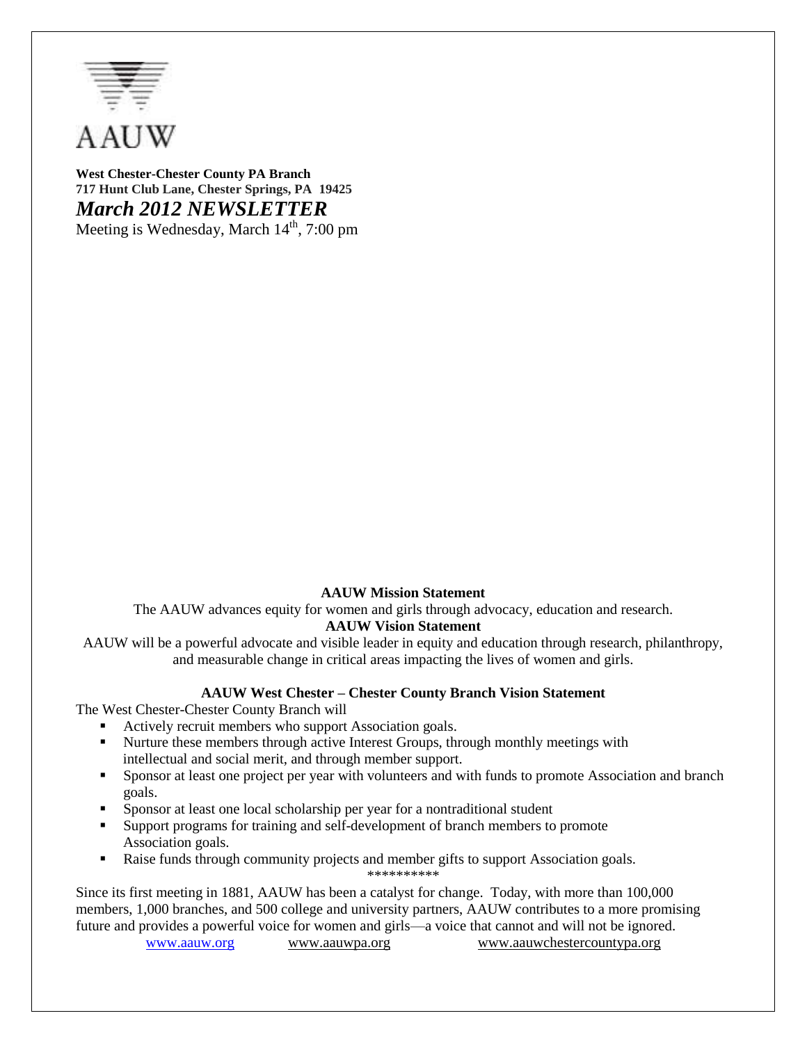AAUW

**West Chester-Chester County PA Branch**
**717 Hunt Club Lane, Chester Springs, PA 19425**

***March 2012 NEWSLETTER***

Meeting is Wednesday, March 14th, 7:00 pm

**AAUW Mission Statement**

The AAUW advances equity for women and girls through advocacy, education and research.

**AAUW Vision Statement**

AAUW will be a powerful advocate and visible leader in equity and education through research, philanthropy, and measurable change in critical areas impacting the lives of women and girls.

**AAUW West Chester – Chester County Branch Vision Statement**

The West Chester-Chester County Branch will

- Actively recruit members who support Association goals.
- Nurture these members through active Interest Groups, through monthly meetings with intellectual and social merit, and through member support.
- Sponsor at least one project per year with volunteers and with funds to promote Association and branch goals.
- Sponsor at least one local scholarship per year for a nontraditional student
- Support programs for training and self-development of branch members to promote Association goals.
- Raise funds through community projects and member gifts to support Association goals.

**********

Since its first meeting in 1881, AAUW has been a catalyst for change. Today, with more than 100,000 members, 1,000 branches, and 500 college and university partners, AAUW contributes to a more promising future and provides a powerful voice for women and girls—a voice that cannot and will not be ignored.

www.aauw.org www.aauwpa.org www.aauwchestercountypa.org